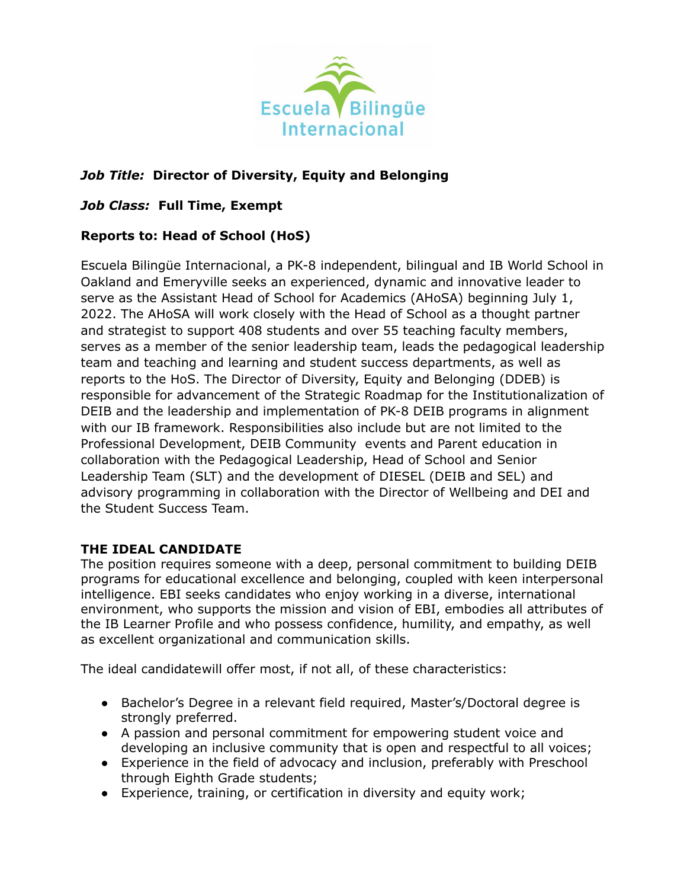Escuela Bilingüe Internacional

***Job Title:*** **Director of Diversity, Equity and Belonging**

***Job Class:*** **Full Time, Exempt**

**Reports to: Head of School (HoS)**

Escuela Bilingüe Internacional, a PK-8 independent, bilingual and IB World School in Oakland and Emeryville seeks an experienced, dynamic and innovative leader to serve as the Assistant Head of School for Academics (AHoSA) beginning July 1, 2022. The AHoSA will work closely with the Head of School as a thought partner and strategist to support 408 students and over 55 teaching faculty members, serves as a member of the senior leadership team, leads the pedagogical leadership team and teaching and learning and student success departments, as well as reports to the HoS. The Director of Diversity, Equity and Belonging (DDEB) is responsible for advancement of the Strategic Roadmap for the Institutionalization of DEIB and the leadership and implementation of PK-8 DEIB programs in alignment with our IB framework. Responsibilities also include but are not limited to the Professional Development, DEIB Community events and Parent education in collaboration with the Pedagogical Leadership, Head of School and Senior Leadership Team (SLT) and the development of DIESEL (DEIB and SEL) and advisory programming in collaboration with the Director of Wellbeing and DEI and the Student Success Team.

## THE IDEAL CANDIDATE

The position requires someone with a deep, personal commitment to building DEIB programs for educational excellence and belonging, coupled with keen interpersonal intelligence. EBI seeks candidates who enjoy working in a diverse, international environment, who supports the mission and vision of EBI, embodies all attributes of the IB Learner Profile and who possess confidence, humility, and empathy, as well as excellent organizational and communication skills.

The ideal candidatewill offer most, if not all, of these characteristics:

- Bachelor's Degree in a relevant field required, Master's/Doctoral degree is strongly preferred.
- A passion and personal commitment for empowering student voice and developing an inclusive community that is open and respectful to all voices;
- Experience in the field of advocacy and inclusion, preferably with Preschool through Eighth Grade students;
- Experience, training, or certification in diversity and equity work;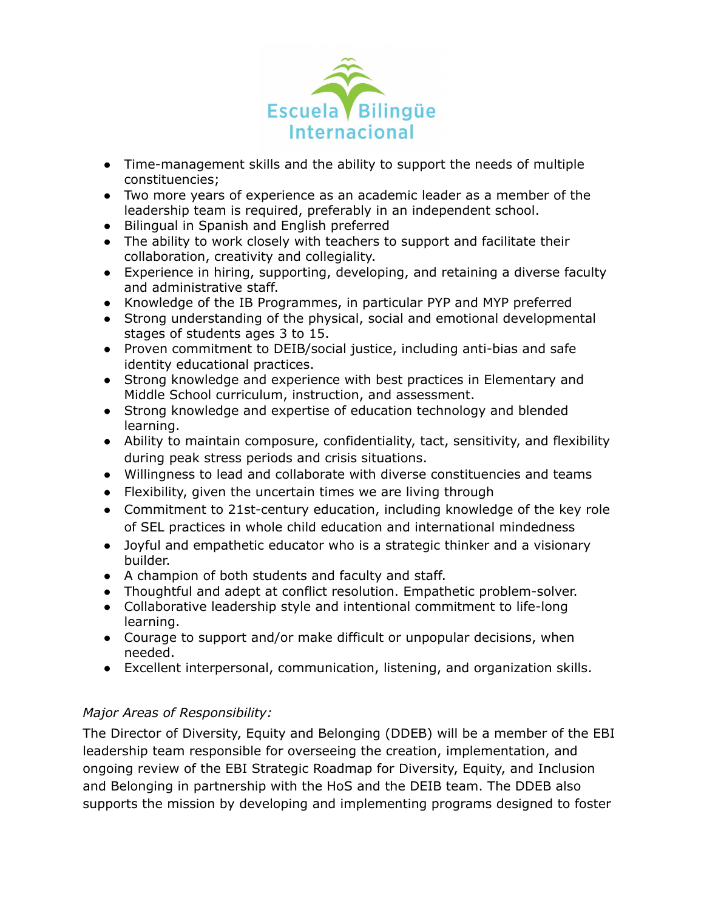- Time-management skills and the ability to support the needs of multiple constituencies;
- Two more years of experience as an academic leader as a member of the leadership team is required, preferably in an independent school.
- Bilingual in Spanish and English preferred
- The ability to work closely with teachers to support and facilitate their collaboration, creativity and collegiality.
- Experience in hiring, supporting, developing, and retaining a diverse faculty and administrative staff.
- Knowledge of the IB Programmes, in particular PYP and MYP preferred
- Strong understanding of the physical, social and emotional developmental stages of students ages 3 to 15.
- Proven commitment to DEIB/social justice, including anti-bias and safe identity educational practices.
- Strong knowledge and experience with best practices in Elementary and Middle School curriculum, instruction, and assessment.
- Strong knowledge and expertise of education technology and blended learning.
- Ability to maintain composure, confidentiality, tact, sensitivity, and flexibility during peak stress periods and crisis situations.
- Willingness to lead and collaborate with diverse constituencies and teams
- Flexibility, given the uncertain times we are living through
- Commitment to 21st-century education, including knowledge of the key role of SEL practices in whole child education and international mindedness
- Joyful and empathetic educator who is a strategic thinker and a visionary builder.
- A champion of both students and faculty and staff.
- Thoughtful and adept at conflict resolution. Empathetic problem-solver.
- Collaborative leadership style and intentional commitment to life-long learning.
- Courage to support and/or make difficult or unpopular decisions, when needed.
- Excellent interpersonal, communication, listening, and organization skills.

*Major Areas of Responsibility:*

The Director of Diversity, Equity and Belonging (DDEB) will be a member of the EBI leadership team responsible for overseeing the creation, implementation, and ongoing review of the EBI Strategic Roadmap for Diversity, Equity, and Inclusion and Belonging in partnership with the HoS and the DEIB team. The DDEB also supports the mission by developing and implementing programs designed to foster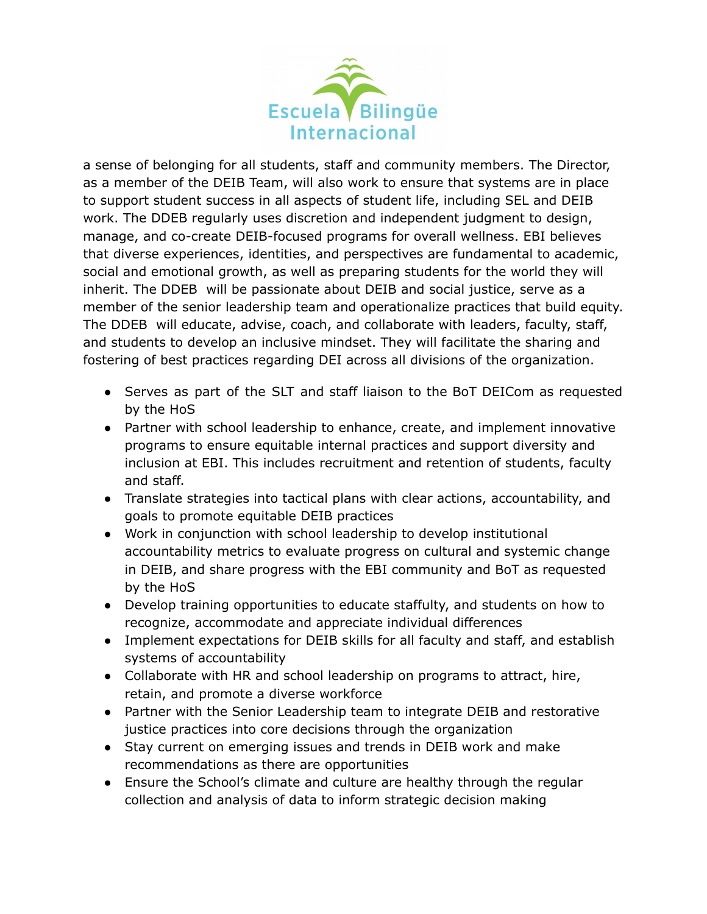a sense of belonging for all students, staff and community members. The Director, as a member of the DEIB Team, will also work to ensure that systems are in place to support student success in all aspects of student life, including SEL and DEIB work. The DDEB regularly uses discretion and independent judgment to design, manage, and co-create DEIB-focused programs for overall wellness. EBI believes that diverse experiences, identities, and perspectives are fundamental to academic, social and emotional growth, as well as preparing students for the world they will inherit. The DDEB will be passionate about DEIB and social justice, serve as a member of the senior leadership team and operationalize practices that build equity. The DDEB will educate, advise, coach, and collaborate with leaders, faculty, staff, and students to develop an inclusive mindset. They will facilitate the sharing and fostering of best practices regarding DEI across all divisions of the organization.

- Serves as part of the SLT and staff liaison to the BoT DEICom as requested by the HoS
- Partner with school leadership to enhance, create, and implement innovative programs to ensure equitable internal practices and support diversity and inclusion at EBI. This includes recruitment and retention of students, faculty and staff.
- Translate strategies into tactical plans with clear actions, accountability, and goals to promote equitable DEIB practices
- Work in conjunction with school leadership to develop institutional accountability metrics to evaluate progress on cultural and systemic change in DEIB, and share progress with the EBI community and BoT as requested by the HoS
- Develop training opportunities to educate staffulty, and students on how to recognize, accommodate and appreciate individual differences
- Implement expectations for DEIB skills for all faculty and staff, and establish systems of accountability
- Collaborate with HR and school leadership on programs to attract, hire, retain, and promote a diverse workforce
- Partner with the Senior Leadership team to integrate DEIB and restorative justice practices into core decisions through the organization
- Stay current on emerging issues and trends in DEIB work and make recommendations as there are opportunities
- Ensure the School's climate and culture are healthy through the regular collection and analysis of data to inform strategic decision making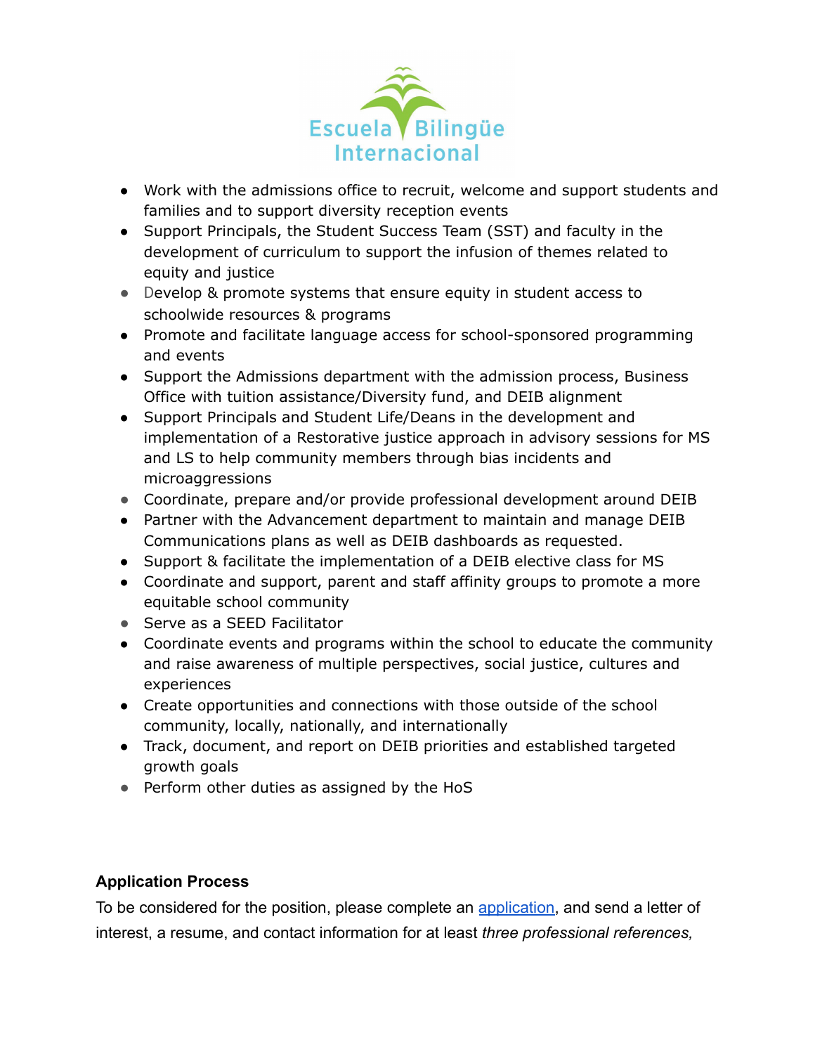- Work with the admissions office to recruit, welcome and support students and families and to support diversity reception events
- Support Principals, the Student Success Team (SST) and faculty in the development of curriculum to support the infusion of themes related to equity and justice
- Develop & promote systems that ensure equity in student access to schoolwide resources & programs
- Promote and facilitate language access for school-sponsored programming and events
- Support the Admissions department with the admission process, Business Office with tuition assistance/Diversity fund, and DEIB alignment
- Support Principals and Student Life/Deans in the development and implementation of a Restorative justice approach in advisory sessions for MS and LS to help community members through bias incidents and microaggressions
- Coordinate, prepare and/or provide professional development around DEIB
- Partner with the Advancement department to maintain and manage DEIB Communications plans as well as DEIB dashboards as requested.
- Support & facilitate the implementation of a DEIB elective class for MS
- Coordinate and support, parent and staff affinity groups to promote a more equitable school community
- Serve as a SEED Facilitator
- Coordinate events and programs within the school to educate the community and raise awareness of multiple perspectives, social justice, cultures and experiences
- Create opportunities and connections with those outside of the school community, locally, nationally, and internationally
- Track, document, and report on DEIB priorities and established targeted growth goals
- Perform other duties as assigned by the HoS

**Application Process**

To be considered for the position, please complete an application, and send a letter of interest, a resume, and contact information for at least *three professional references,*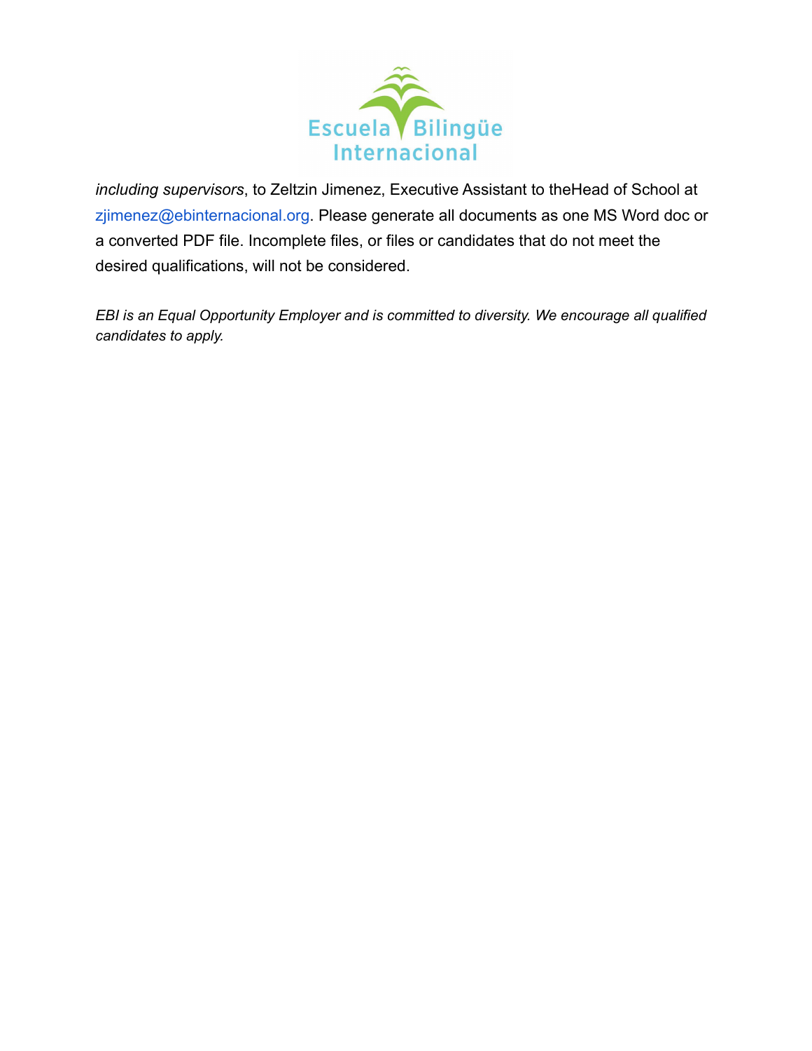*including supervisors*, to Zeltzin Jimenez, Executive Assistant to theHead of School at zjimenez@ebinternacional.org. Please generate all documents as one MS Word doc or a converted PDF file. Incomplete files, or files or candidates that do not meet the desired qualifications, will not be considered.

*EBI is an Equal Opportunity Employer and is committed to diversity. We encourage all qualified candidates to apply.*